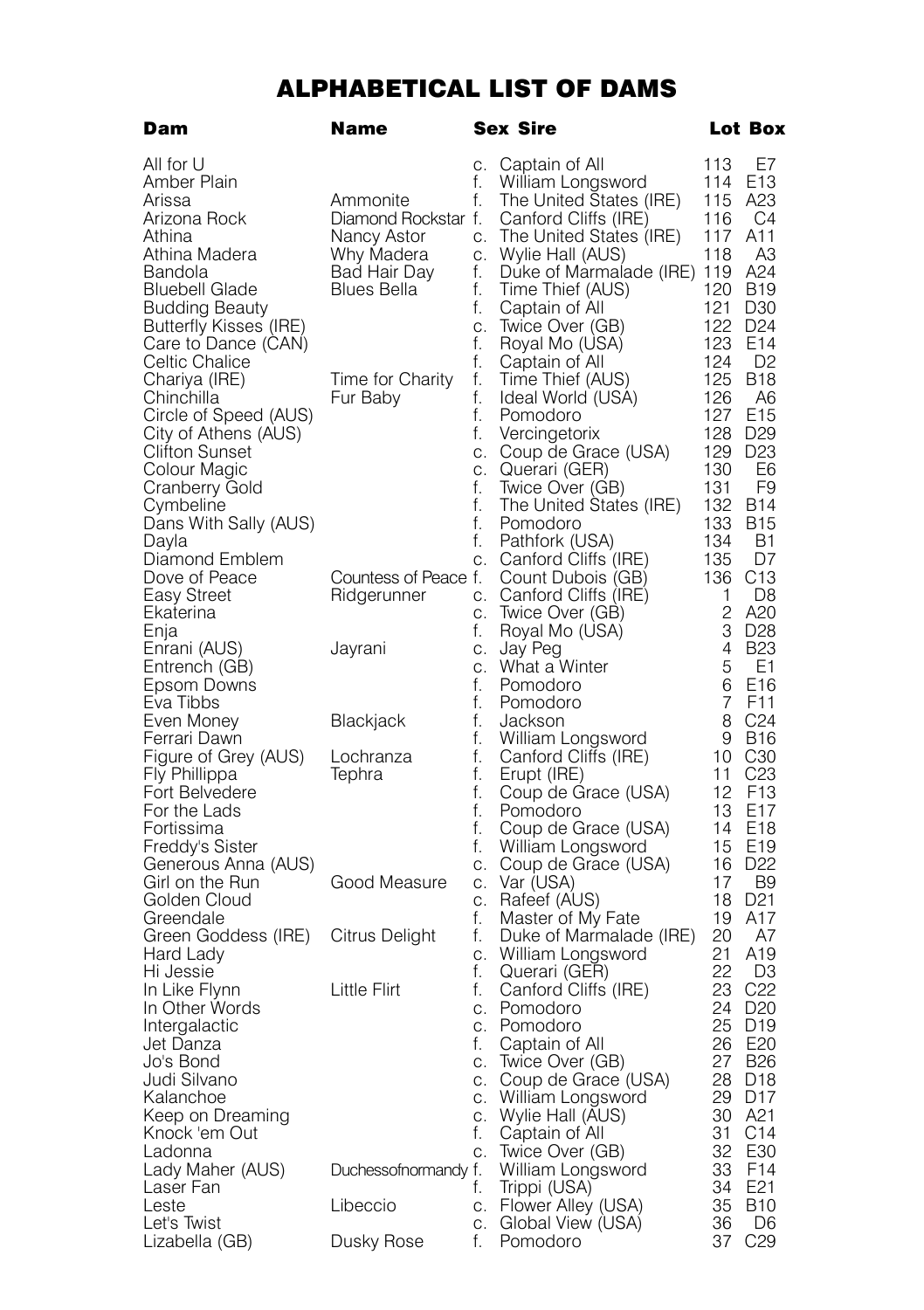# ALPHABETICAL LIST OF DAMS

| Dam | Name | Sex | Sire | Lot | Box |
|---|---|---|---|---|---|
| All for U | | c. | Captain of All | 113 | E7 |
| Amber Plain | | f. | William Longsword | 114 | E13 |
| Arissa | Ammonite | f. | The United States (IRE) | 115 | A23 |
| Arizona Rock | Diamond Rockstar | f. | Canford Cliffs (IRE) | 116 | C4 |
| Athina | Nancy Astor | c. | The United States (IRE) | 117 | A11 |
| Athina Madera | Why Madera | c. | Wylie Hall (AUS) | 118 | A3 |
| Bandola | Bad Hair Day | f. | Duke of Marmalade (IRE) | 119 | A24 |
| Bluebell Glade | Blues Bella | f. | Time Thief (AUS) | 120 | B19 |
| Budding Beauty | | f. | Captain of All | 121 | D30 |
| Butterfly Kisses (IRE) | | c. | Twice Over (GB) | 122 | D24 |
| Care to Dance (CAN) | | f. | Royal Mo (USA) | 123 | E14 |
| Celtic Chalice | | f. | Captain of All | 124 | D2 |
| Chariya (IRE) | Time for Charity | f. | Time Thief (AUS) | 125 | B18 |
| Chinchilla | Fur Baby | f. | Ideal World (USA) | 126 | A6 |
| Circle of Speed (AUS) | | f. | Pomodoro | 127 | E15 |
| City of Athens (AUS) | | f. | Vercingetorix | 128 | D29 |
| Clifton Sunset | | c. | Coup de Grace (USA) | 129 | D23 |
| Colour Magic | | c. | Querari (GER) | 130 | E6 |
| Cranberry Gold | | f. | Twice Over (GB) | 131 | F9 |
| Cymbeline | | f. | The United States (IRE) | 132 | B14 |
| Dans With Sally (AUS) | | f. | Pomodoro | 133 | B15 |
| Dayla | | f. | Pathfork (USA) | 134 | B1 |
| Diamond Emblem | | c. | Canford Cliffs (IRE) | 135 | D7 |
| Dove of Peace | Countess of Peace | f. | Count Dubois (GB) | 136 | C13 |
| Easy Street | Ridgerunner | c. | Canford Cliffs (IRE) | 1 | D8 |
| Ekaterina | | c. | Twice Over (GB) | 2 | A20 |
| Enja | | f. | Royal Mo (USA) | 3 | D28 |
| Enrani (AUS) | Jayrani | c. | Jay Peg | 4 | B23 |
| Entrench (GB) | | c. | What a Winter | 5 | E1 |
| Epsom Downs | | f. | Pomodoro | 6 | E16 |
| Eva Tibbs | | f. | Pomodoro | 7 | F11 |
| Even Money | Blackjack | f. | Jackson | 8 | C24 |
| Ferrari Dawn | | f. | William Longsword | 9 | B16 |
| Figure of Grey (AUS) | Lochranza | f. | Canford Cliffs (IRE) | 10 | C30 |
| Fly Phillippa | Tephra | f. | Erupt (IRE) | 11 | C23 |
| Fort Belvedere | | f. | Coup de Grace (USA) | 12 | F13 |
| For the Lads | | f. | Pomodoro | 13 | E17 |
| Fortissima | | f. | Coup de Grace (USA) | 14 | E18 |
| Freddy's Sister | | f. | William Longsword | 15 | E19 |
| Generous Anna (AUS) | | c. | Coup de Grace (USA) | 16 | D22 |
| Girl on the Run | Good Measure | c. | Var (USA) | 17 | B9 |
| Golden Cloud | | c. | Rafeef (AUS) | 18 | D21 |
| Greendale | | f. | Master of My Fate | 19 | A17 |
| Green Goddess (IRE) | Citrus Delight | f. | Duke of Marmalade (IRE) | 20 | A7 |
| Hard Lady | | c. | William Longsword | 21 | A19 |
| Hi Jessie | | f. | Querari (GER) | 22 | D3 |
| In Like Flynn | Little Flirt | f. | Canford Cliffs (IRE) | 23 | C22 |
| In Other Words | | c. | Pomodoro | 24 | D20 |
| Intergalactic | | c. | Pomodoro | 25 | D19 |
| Jet Danza | | f. | Captain of All | 26 | E20 |
| Jo's Bond | | c. | Twice Over (GB) | 27 | B26 |
| Judi Silvano | | c. | Coup de Grace (USA) | 28 | D18 |
| Kalanchoe | | c. | William Longsword | 29 | D17 |
| Keep on Dreaming | | c. | Wylie Hall (AUS) | 30 | A21 |
| Knock 'em Out | | f. | Captain of All | 31 | C14 |
| Ladonna | | c. | Twice Over (GB) | 32 | E30 |
| Lady Maher (AUS) | Duchessofnormandy | f. | William Longsword | 33 | F14 |
| Laser Fan | | f. | Trippi (USA) | 34 | E21 |
| Leste | Libeccio | c. | Flower Alley (USA) | 35 | B10 |
| Let's Twist | | c. | Global View (USA) | 36 | D6 |
| Lizabella (GB) | Dusky Rose | f. | Pomodoro | 37 | C29 |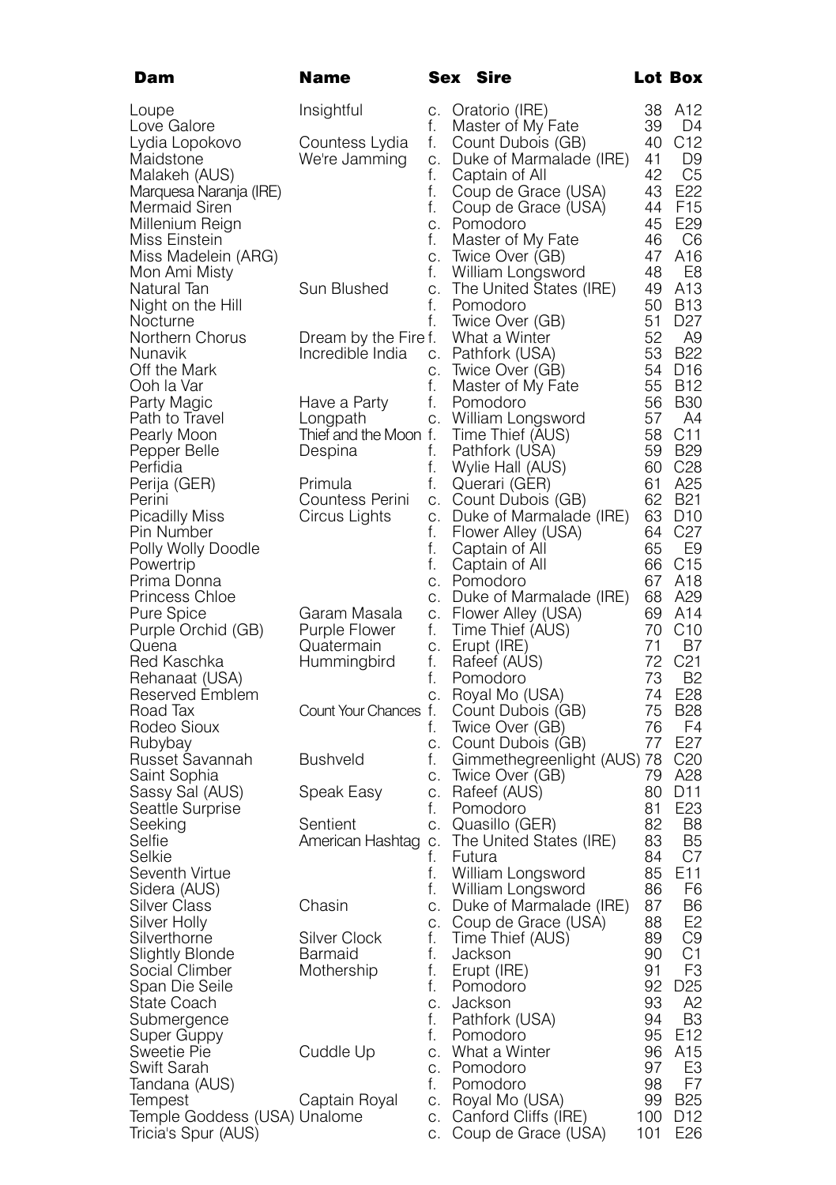| Dam | Name | Sex | Sire | Lot | Box |
|---|---|---|---|---|---|
| Loupe | Insightful | c. | Oratorio (IRE) | 38 | A12 |
| Love Galore | | f. | Master of My Fate | 39 | D4 |
| Lydia Lopokovo | Countess Lydia | f. | Count Dubois (GB) | 40 | C12 |
| Maidstone | We're Jamming | c. | Duke of Marmalade (IRE) | 41 | D9 |
| Malakeh (AUS) | | f. | Captain of All | 42 | C5 |
| Marquesa Naranja (IRE) | | f. | Coup de Grace (USA) | 43 | E22 |
| Mermaid Siren | | f. | Coup de Grace (USA) | 44 | F15 |
| Millenium Reign | | c. | Pomodoro | 45 | E29 |
| Miss Einstein | | f. | Master of My Fate | 46 | C6 |
| Miss Madelein (ARG) | | c. | Twice Over (GB) | 47 | A16 |
| Mon Ami Misty | | f. | William Longsword | 48 | E8 |
| Natural Tan | Sun Blushed | c. | The United States (IRE) | 49 | A13 |
| Night on the Hill | | f. | Pomodoro | 50 | B13 |
| Nocturne | | f. | Twice Over (GB) | 51 | D27 |
| Northern Chorus | Dream by the Fire | f. | What a Winter | 52 | A9 |
| Nunavik | Incredible India | c. | Pathfork (USA) | 53 | B22 |
| Off the Mark | | c. | Twice Over (GB) | 54 | D16 |
| Ooh la Var | | f. | Master of My Fate | 55 | B12 |
| Party Magic | Have a Party | f. | Pomodoro | 56 | B30 |
| Path to Travel | Longpath | c. | William Longsword | 57 | A4 |
| Pearly Moon | Thief and the Moon | f. | Time Thief (AUS) | 58 | C11 |
| Pepper Belle | Despina | f. | Pathfork (USA) | 59 | B29 |
| Perfidia | | f. | Wylie Hall (AUS) | 60 | C28 |
| Perija (GER) | Primula | f. | Querari (GER) | 61 | A25 |
| Perini | Countess Perini | c. | Count Dubois (GB) | 62 | B21 |
| Picadilly Miss | Circus Lights | c. | Duke of Marmalade (IRE) | 63 | D10 |
| Pin Number | | f. | Flower Alley (USA) | 64 | C27 |
| Polly Wolly Doodle | | f. | Captain of All | 65 | E9 |
| Powertrip | | f. | Captain of All | 66 | C15 |
| Prima Donna | | c. | Pomodoro | 67 | A18 |
| Princess Chloe | | c. | Duke of Marmalade (IRE) | 68 | A29 |
| Pure Spice | Garam Masala | c. | Flower Alley (USA) | 69 | A14 |
| Purple Orchid (GB) | Purple Flower | f. | Time Thief (AUS) | 70 | C10 |
| Quena | Quatermain | c. | Erupt (IRE) | 71 | B7 |
| Red Kaschka | Hummingbird | f. | Rafeef (AUS) | 72 | C21 |
| Rehanaat (USA) | | f. | Pomodoro | 73 | B2 |
| Reserved Emblem | | c. | Royal Mo (USA) | 74 | E28 |
| Road Tax | Count Your Chances | f. | Count Dubois (GB) | 75 | B28 |
| Rodeo Sioux | | f. | Twice Over (GB) | 76 | F4 |
| Rubybay | | c. | Count Dubois (GB) | 77 | E27 |
| Russet Savannah | Bushveld | f. | Gimmethegreenlight (AUS) | 78 | C20 |
| Saint Sophia | | c. | Twice Over (GB) | 79 | A28 |
| Sassy Sal (AUS) | Speak Easy | c. | Rafeef (AUS) | 80 | D11 |
| Seattle Surprise | | f. | Pomodoro | 81 | E23 |
| Seeking | Sentient | c. | Quasillo (GER) | 82 | B8 |
| Selfie | American Hashtag | c. | The United States (IRE) | 83 | B5 |
| Selkie | | f. | Futura | 84 | C7 |
| Seventh Virtue | | f. | William Longsword | 85 | E11 |
| Sidera (AUS) | | f. | William Longsword | 86 | F6 |
| Silver Class | Chasin | c. | Duke of Marmalade (IRE) | 87 | B6 |
| Silver Holly | | c. | Coup de Grace (USA) | 88 | E2 |
| Silverthorne | Silver Clock | f. | Time Thief (AUS) | 89 | C9 |
| Slightly Blonde | Barmaid | f. | Jackson | 90 | C1 |
| Social Climber | Mothership | f. | Erupt (IRE) | 91 | F3 |
| Span Die Seile | | f. | Pomodoro | 92 | D25 |
| State Coach | | c. | Jackson | 93 | A2 |
| Submergence | | f. | Pathfork (USA) | 94 | B3 |
| Super Guppy | | f. | Pomodoro | 95 | E12 |
| Sweetie Pie | Cuddle Up | c. | What a Winter | 96 | A15 |
| Swift Sarah | | c. | Pomodoro | 97 | E3 |
| Tandana (AUS) | | f. | Pomodoro | 98 | F7 |
| Tempest | Captain Royal | c. | Royal Mo (USA) | 99 | B25 |
| Temple Goddess (USA) | Unalome | c. | Canford Cliffs (IRE) | 100 | D12 |
| Tricia's Spur (AUS) | | c. | Coup de Grace (USA) | 101 | E26 |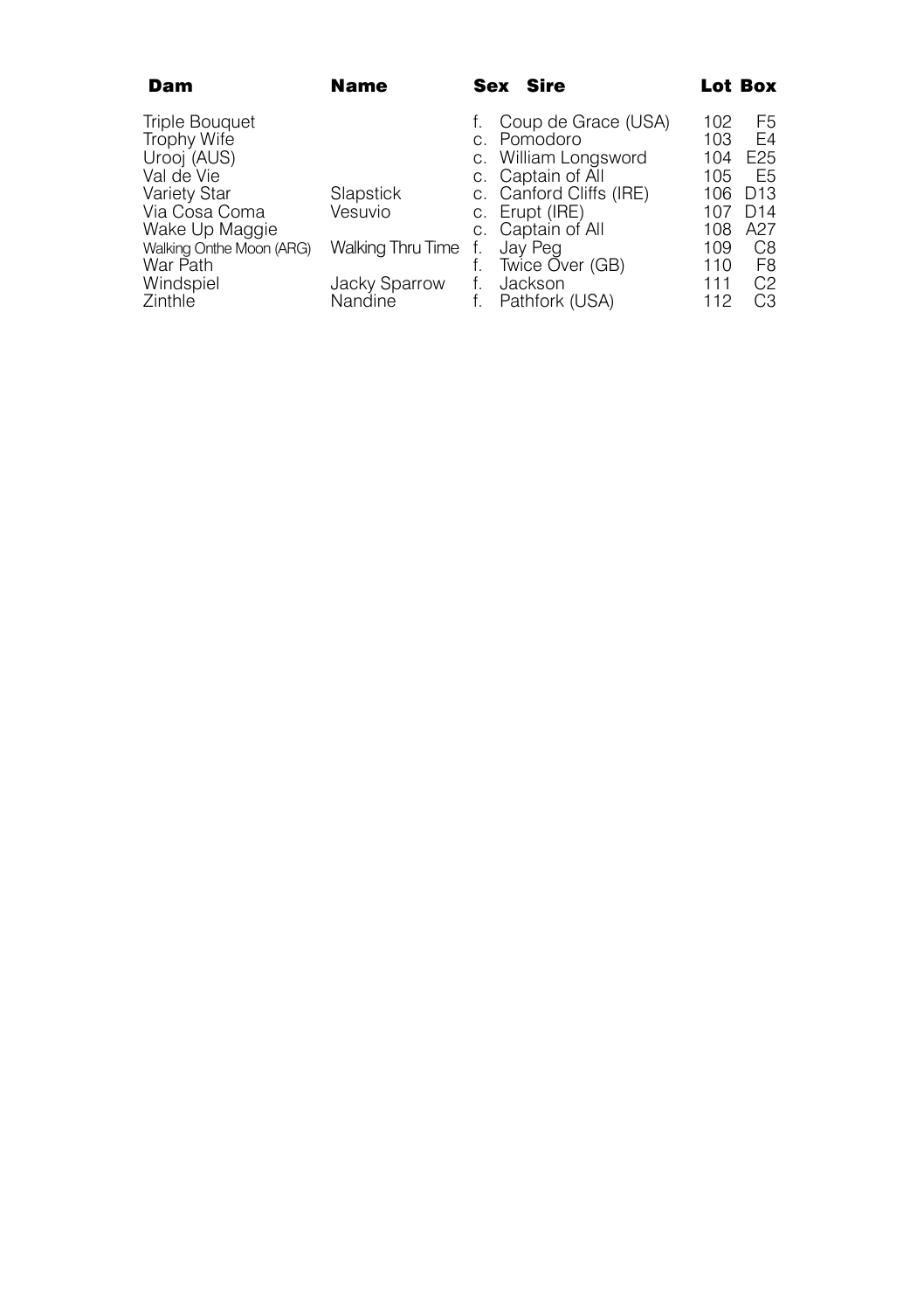| Dam | Name | Sex | Sire | Lot | Box |
| --- | --- | --- | --- | --- | --- |
| Triple Bouquet | | f. | Coup de Grace (USA) | 102 | F5 |
| Trophy Wife | | c. | Pomodoro | 103 | E4 |
| Urooj (AUS) | | c. | William Longsword | 104 | E25 |
| Val de Vie | | c. | Captain of All | 105 | E5 |
| Variety Star | Slapstick | c. | Canford Cliffs (IRE) | 106 | D13 |
| Via Cosa Coma | Vesuvio | c. | Erupt (IRE) | 107 | D14 |
| Wake Up Maggie | | c. | Captain of All | 108 | A27 |
| Walking Onthe Moon (ARG) | Walking Thru Time | f. | Jay Peg | 109 | C8 |
| War Path | | f. | Twice Over (GB) | 110 | F8 |
| Windspiel | Jacky Sparrow | f. | Jackson | 111 | C2 |
| Zinthle | Nandine | f. | Pathfork (USA) | 112 | C3 |